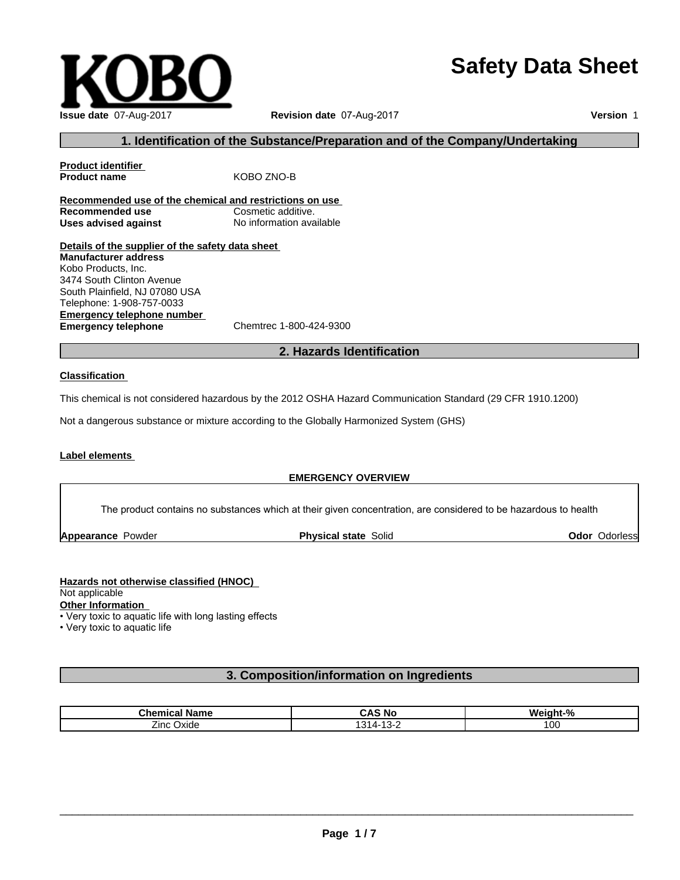KOBO

# Safety Data Sheet

**Issue date** 07-Aug-2017 **Revision date** 07-Aug-2017 **Version** 1

## 1. Identification of the Substance/Preparation and of the Company/Undertaking

**Product identifier**
**Product name** KOBO ZNO-B

**Recommended use of the chemical and restrictions on use**
**Recommended use** Cosmetic additive.
**Uses advised against** No information available

**Details of the supplier of the safety data sheet**
**Manufacturer address**
Kobo Products, Inc.
3474 South Clinton Avenue
South Plainfield, NJ 07080 USA
Telephone: 1-908-757-0033

**Emergency telephone number**
**Emergency telephone** Chemtrec 1-800-424-9300

## 2. Hazards Identification

**Classification**

This chemical is not considered hazardous by the 2012 OSHA Hazard Communication Standard (29 CFR 1910.1200)

Not a dangerous substance or mixture according to the Globally Harmonized System (GHS)

**Label elements**

**EMERGENCY OVERVIEW**

The product contains no substances which at their given concentration, are considered to be hazardous to health

**Appearance** Powder **Physical state** Solid **Odor** Odorless

**Hazards not otherwise classified (HNOC)**
Not applicable

**Other Information**
- Very toxic to aquatic life with long lasting effects
- Very toxic to aquatic life

## 3. Composition/information on Ingredients

| Chemical Name | CAS No | Weight-% |
|---|---|---|
| Zinc Oxide | 1314-13-2 | 100 |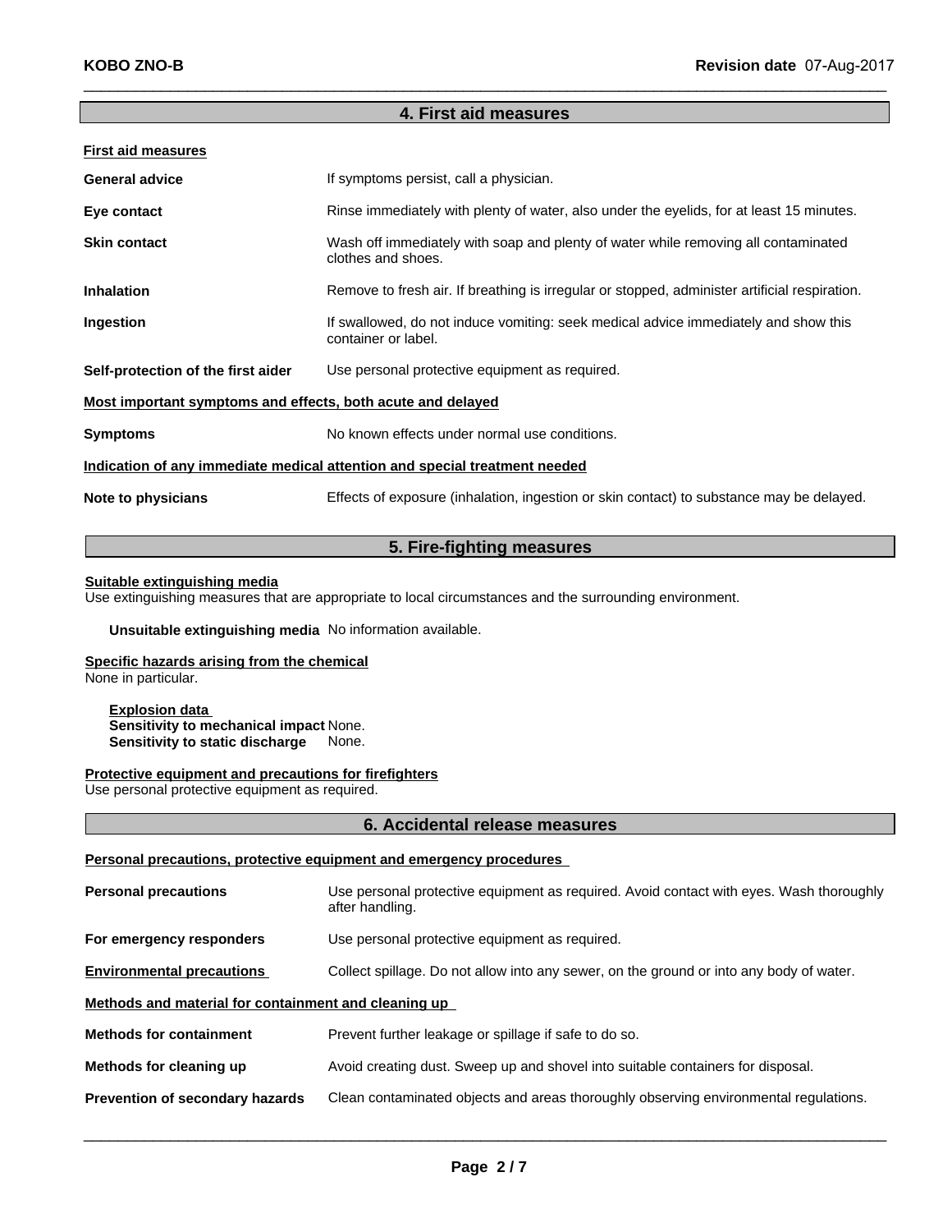## 4. First aid measures

**First aid measures**

| | |
|---|---|
| **General advice** | If symptoms persist, call a physician. |
| **Eye contact** | Rinse immediately with plenty of water, also under the eyelids, for at least 15 minutes. |
| **Skin contact** | Wash off immediately with soap and plenty of water while removing all contaminated clothes and shoes. |
| **Inhalation** | Remove to fresh air. If breathing is irregular or stopped, administer artificial respiration. |
| **Ingestion** | If swallowed, do not induce vomiting: seek medical advice immediately and show this container or label. |
| **Self-protection of the first aider** | Use personal protective equipment as required. |

**Most important symptoms and effects, both acute and delayed**

| | |
|---|---|
| **Symptoms** | No known effects under normal use conditions. |

**Indication of any immediate medical attention and special treatment needed**

| | |
|---|---|
| **Note to physicians** | Effects of exposure (inhalation, ingestion or skin contact) to substance may be delayed. |

## 5. Fire-fighting measures

**Suitable extinguishing media**
Use extinguishing measures that are appropriate to local circumstances and the surrounding environment.

**Unsuitable extinguishing media** No information available.

**Specific hazards arising from the chemical**
None in particular.

**Explosion data**
**Sensitivity to mechanical impact** None.
**Sensitivity to static discharge** None.

**Protective equipment and precautions for firefighters**
Use personal protective equipment as required.

## 6. Accidental release measures

**Personal precautions, protective equipment and emergency procedures**

| | |
|---|---|
| **Personal precautions** | Use personal protective equipment as required. Avoid contact with eyes. Wash thoroughly after handling. |
| **For emergency responders** | Use personal protective equipment as required. |
| **Environmental precautions** | Collect spillage. Do not allow into any sewer, on the ground or into any body of water. |

**Methods and material for containment and cleaning up**

| | |
|---|---|
| **Methods for containment** | Prevent further leakage or spillage if safe to do so. |
| **Methods for cleaning up** | Avoid creating dust. Sweep up and shovel into suitable containers for disposal. |
| **Prevention of secondary hazards** | Clean contaminated objects and areas thoroughly observing environmental regulations. |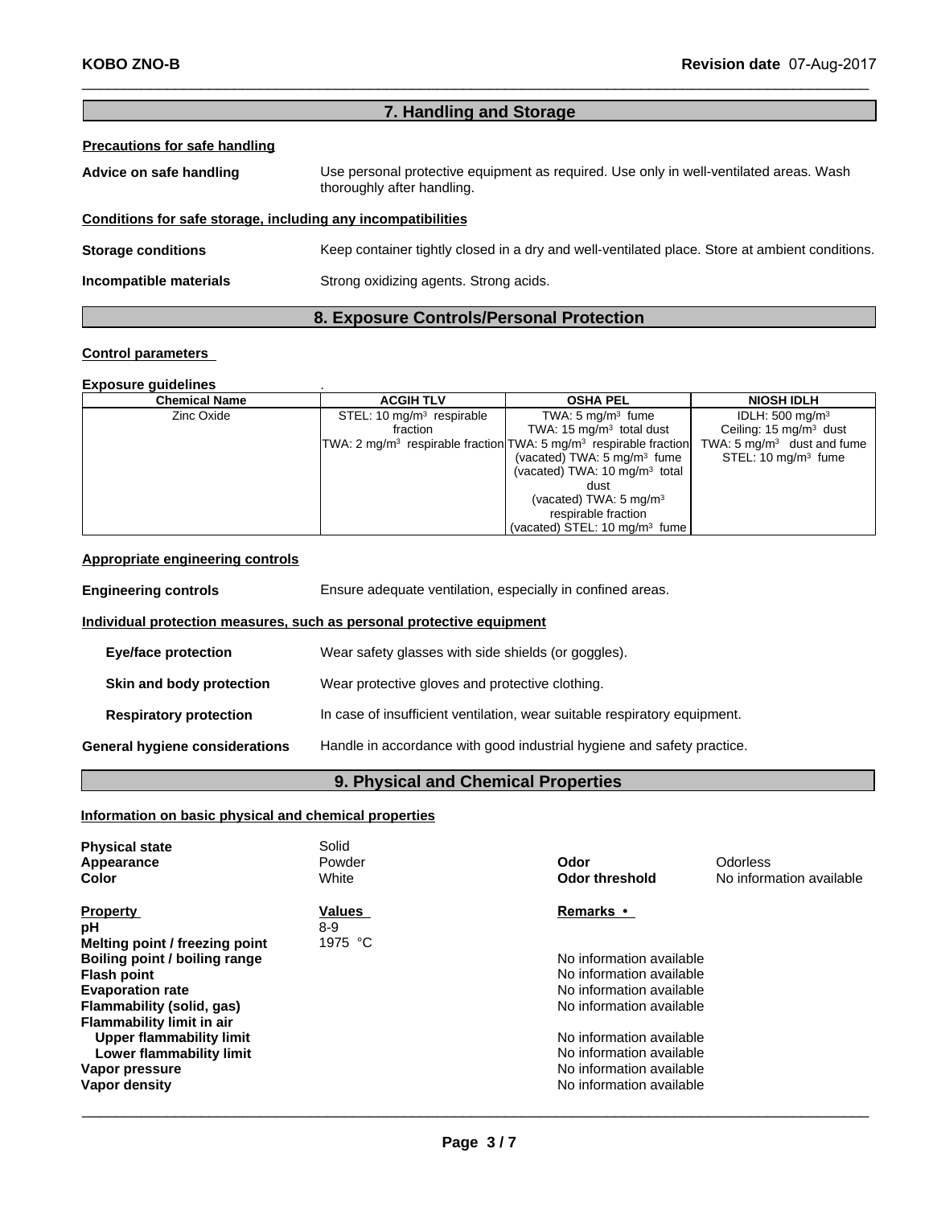## 7. Handling and Storage

**Precautions for safe handling**

**Advice on safe handling** Use personal protective equipment as required. Use only in well-ventilated areas. Wash thoroughly after handling.

**Conditions for safe storage, including any incompatibilities**

**Storage conditions** Keep container tightly closed in a dry and well-ventilated place. Store at ambient conditions.

**Incompatible materials** Strong oxidizing agents. Strong acids.

## 8. Exposure Controls/Personal Protection

**Control parameters**

**Exposure guidelines** .

| Chemical Name | ACGIH TLV | OSHA PEL | NIOSH IDLH |
|---|---|---|---|
| Zinc Oxide | STEL: 10 mg/m³ respirable fraction<br>TWA: 2 mg/m³ respirable fraction | TWA: 5 mg/m³ fume<br>TWA: 15 mg/m³ total dust<br>TWA: 5 mg/m³ respirable fraction<br>(vacated) TWA: 5 mg/m³ fume<br>(vacated) TWA: 10 mg/m³ total dust<br>(vacated) TWA: 5 mg/m³ respirable fraction<br>(vacated) STEL: 10 mg/m³ fume | IDLH: 500 mg/m³<br>Ceiling: 15 mg/m³ dust<br>TWA: 5 mg/m³ dust and fume<br>STEL: 10 mg/m³ fume |

**Appropriate engineering controls**

**Engineering controls** Ensure adequate ventilation, especially in confined areas.

**Individual protection measures, such as personal protective equipment**

**Eye/face protection** Wear safety glasses with side shields (or goggles).

**Skin and body protection** Wear protective gloves and protective clothing.

**Respiratory protection** In case of insufficient ventilation, wear suitable respiratory equipment.

**General hygiene considerations** Handle in accordance with good industrial hygiene and safety practice.

## 9. Physical and Chemical Properties

**Information on basic physical and chemical properties**

**Physical state** Solid
**Appearance** Powder
**Color** White
**Odor** Odorless
**Odor threshold** No information available

| Property | Values | Remarks • |
|---|---|---|
| **pH** | 8-9 | |
| **Melting point / freezing point** | 1975 °C | |
| **Boiling point / boiling range** | | No information available |
| **Flash point** | | No information available |
| **Evaporation rate** | | No information available |
| **Flammability (solid, gas)** | | No information available |
| **Flammability limit in air** | | |
| **Upper flammability limit** | | No information available |
| **Lower flammability limit** | | No information available |
| **Vapor pressure** | | No information available |
| **Vapor density** | | No information available |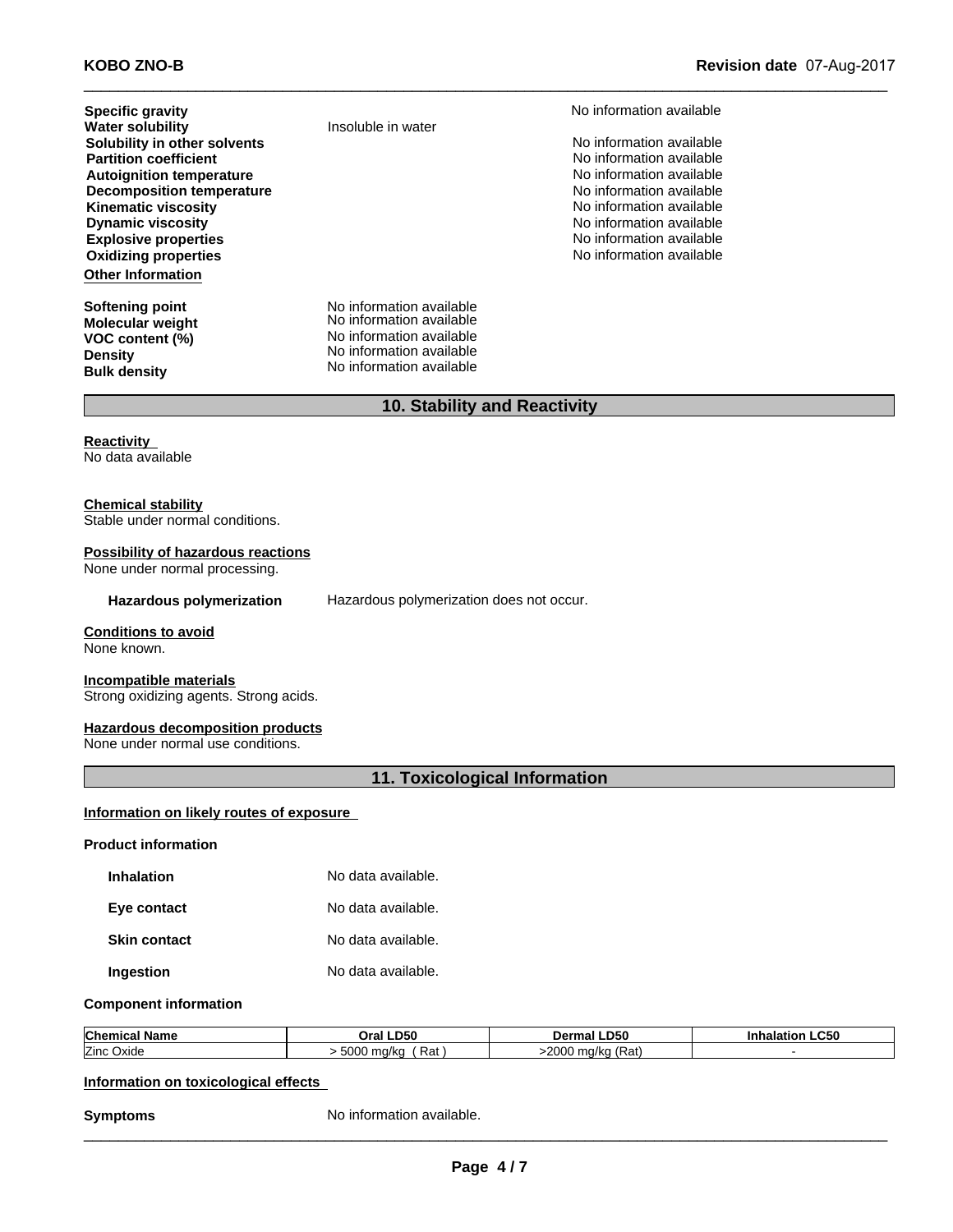**Specific gravity** No information available
**Water solubility** Insoluble in water
**Solubility in other solvents** No information available
**Partition coefficient** No information available
**Autoignition temperature** No information available
**Decomposition temperature** No information available
**Kinematic viscosity** No information available
**Dynamic viscosity** No information available
**Explosive properties** No information available
**Oxidizing properties** No information available

**Other Information**

**Softening point** No information available
**Molecular weight** No information available
**VOC content (%)** No information available
**Density** No information available
**Bulk density** No information available

## 10. Stability and Reactivity

**Reactivity**
No data available

**Chemical stability**
Stable under normal conditions.

**Possibility of hazardous reactions**
None under normal processing.

**Hazardous polymerization** Hazardous polymerization does not occur.

**Conditions to avoid**
None known.

**Incompatible materials**
Strong oxidizing agents. Strong acids.

**Hazardous decomposition products**
None under normal use conditions.

## 11. Toxicological Information

**Information on likely routes of exposure**

**Product information**

**Inhalation** No data available.

**Eye contact** No data available.

**Skin contact** No data available.

**Ingestion** No data available.

**Component information**

| Chemical Name | Oral LD50 | Dermal LD50 | Inhalation LC50 |
|---|---|---|---|
| Zinc Oxide | > 5000 mg/kg ( Rat ) | >2000 mg/kg (Rat) | - |

**Information on toxicological effects**

**Symptoms** No information available.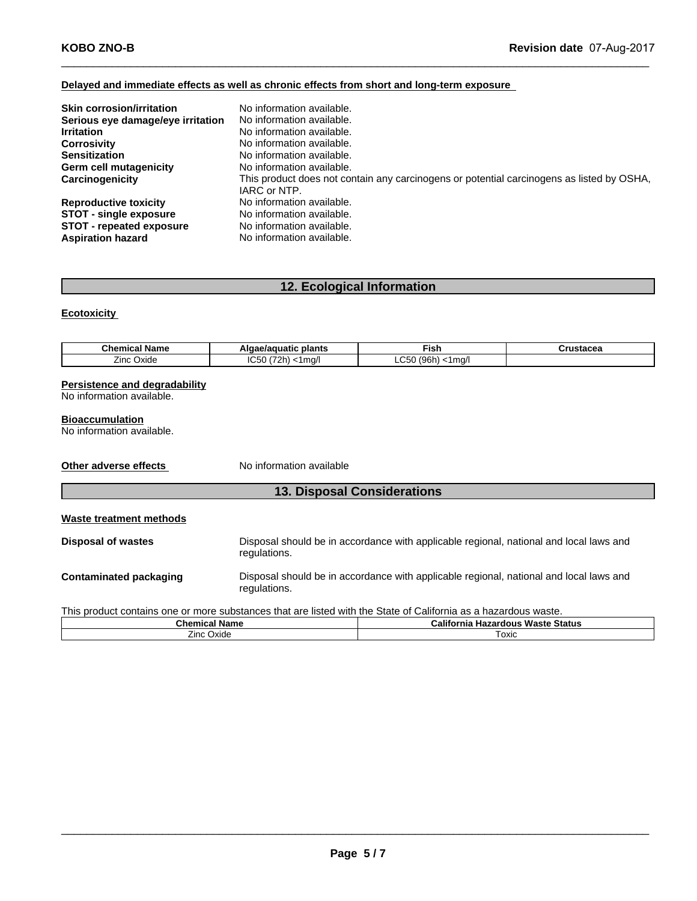**Delayed and immediate effects as well as chronic effects from short and long-term exposure**

| | |
|---|---|
| **Skin corrosion/irritation** | No information available. |
| **Serious eye damage/eye irritation** | No information available. |
| **Irritation** | No information available. |
| **Corrosivity** | No information available. |
| **Sensitization** | No information available. |
| **Germ cell mutagenicity** | No information available. |
| **Carcinogenicity** | This product does not contain any carcinogens or potential carcinogens as listed by OSHA, IARC or NTP. |
| **Reproductive toxicity** | No information available. |
| **STOT - single exposure** | No information available. |
| **STOT - repeated exposure** | No information available. |
| **Aspiration hazard** | No information available. |

## 12. Ecological Information

**Ecotoxicity**

| Chemical Name | Algae/aquatic plants | Fish | Crustacea |
|---|---|---|---|
| Zinc Oxide | IC50 (72h) <1mg/l | LC50 (96h) <1mg/l | |

**Persistence and degradability**

No information available.

**Bioaccumulation**

No information available.

**Other adverse effects** No information available

## 13. Disposal Considerations

**Waste treatment methods**

**Disposal of wastes** Disposal should be in accordance with applicable regional, national and local laws and regulations.

**Contaminated packaging** Disposal should be in accordance with applicable regional, national and local laws and regulations.

This product contains one or more substances that are listed with the State of California as a hazardous waste.

| Chemical Name | California Hazardous Waste Status |
|---|---|
| Zinc Oxide | Toxic |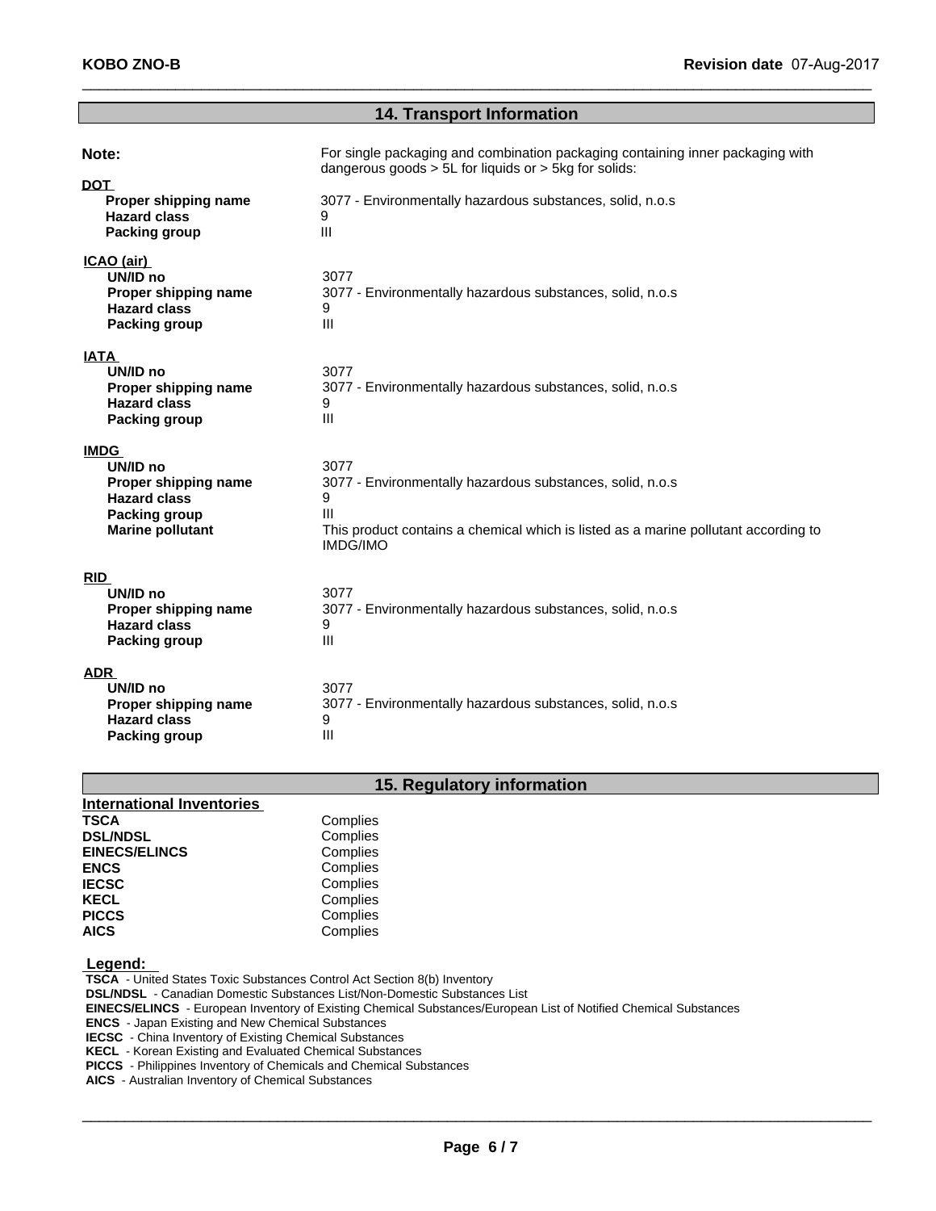## 14. Transport Information

**Note:** For single packaging and combination packaging containing inner packaging with dangerous goods > 5L for liquids or > 5kg for solids:

**DOT**

| | |
|---|---|
| **Proper shipping name** | 3077 - Environmentally hazardous substances, solid, n.o.s |
| **Hazard class** | 9 |
| **Packing group** | III |

**ICAO (air)**

| | |
|---|---|
| **UN/ID no** | 3077 |
| **Proper shipping name** | 3077 - Environmentally hazardous substances, solid, n.o.s |
| **Hazard class** | 9 |
| **Packing group** | III |

**IATA**

| | |
|---|---|
| **UN/ID no** | 3077 |
| **Proper shipping name** | 3077 - Environmentally hazardous substances, solid, n.o.s |
| **Hazard class** | 9 |
| **Packing group** | III |

**IMDG**

| | |
|---|---|
| **UN/ID no** | 3077 |
| **Proper shipping name** | 3077 - Environmentally hazardous substances, solid, n.o.s |
| **Hazard class** | 9 |
| **Packing group** | III |
| **Marine pollutant** | This product contains a chemical which is listed as a marine pollutant according to IMDG/IMO |

**RID**

| | |
|---|---|
| **UN/ID no** | 3077 |
| **Proper shipping name** | 3077 - Environmentally hazardous substances, solid, n.o.s |
| **Hazard class** | 9 |
| **Packing group** | III |

**ADR**

| | |
|---|---|
| **UN/ID no** | 3077 |
| **Proper shipping name** | 3077 - Environmentally hazardous substances, solid, n.o.s |
| **Hazard class** | 9 |
| **Packing group** | III |

## 15. Regulatory information

**International Inventories**

| | |
|---|---|
| **TSCA** | Complies |
| **DSL/NDSL** | Complies |
| **EINECS/ELINCS** | Complies |
| **ENCS** | Complies |
| **IECSC** | Complies |
| **KECL** | Complies |
| **PICCS** | Complies |
| **AICS** | Complies |

**Legend:**

**TSCA** - United States Toxic Substances Control Act Section 8(b) Inventory
**DSL/NDSL** - Canadian Domestic Substances List/Non-Domestic Substances List
**EINECS/ELINCS** - European Inventory of Existing Chemical Substances/European List of Notified Chemical Substances
**ENCS** - Japan Existing and New Chemical Substances
**IECSC** - China Inventory of Existing Chemical Substances
**KECL** - Korean Existing and Evaluated Chemical Substances
**PICCS** - Philippines Inventory of Chemicals and Chemical Substances
**AICS** - Australian Inventory of Chemical Substances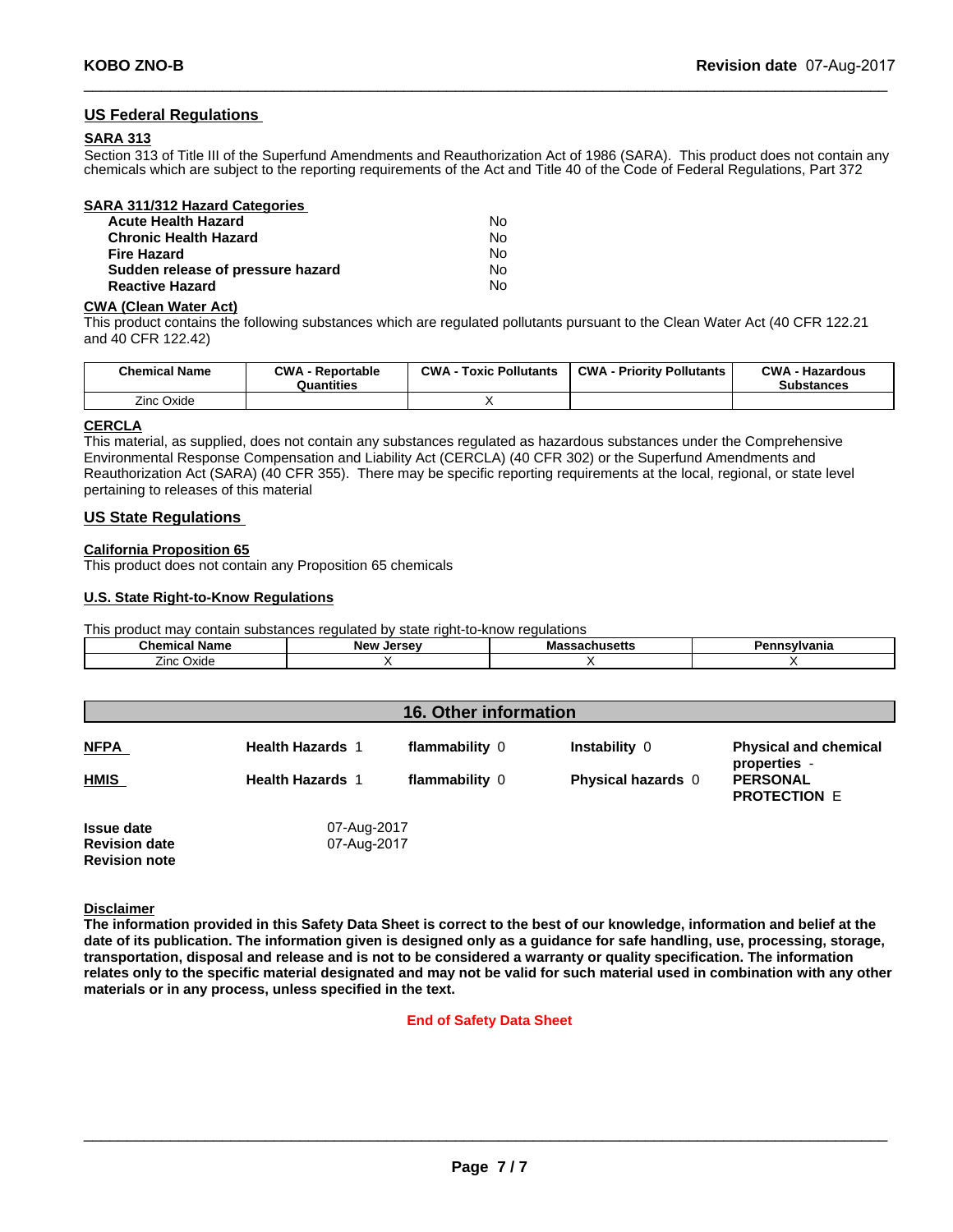## US Federal Regulations

### SARA 313

Section 313 of Title III of the Superfund Amendments and Reauthorization Act of 1986 (SARA). This product does not contain any chemicals which are subject to the reporting requirements of the Act and Title 40 of the Code of Federal Regulations, Part 372

### SARA 311/312 Hazard Categories

| | |
|---|---|
| **Acute Health Hazard** | No |
| **Chronic Health Hazard** | No |
| **Fire Hazard** | No |
| **Sudden release of pressure hazard** | No |
| **Reactive Hazard** | No |

### CWA (Clean Water Act)

This product contains the following substances which are regulated pollutants pursuant to the Clean Water Act (40 CFR 122.21 and 40 CFR 122.42)

| Chemical Name | CWA - Reportable Quantities | CWA - Toxic Pollutants | CWA - Priority Pollutants | CWA - Hazardous Substances |
|---|---|---|---|---|
| Zinc Oxide | | X | | |

### CERCLA

This material, as supplied, does not contain any substances regulated as hazardous substances under the Comprehensive Environmental Response Compensation and Liability Act (CERCLA) (40 CFR 302) or the Superfund Amendments and Reauthorization Act (SARA) (40 CFR 355). There may be specific reporting requirements at the local, regional, or state level pertaining to releases of this material

## US State Regulations

### California Proposition 65

This product does not contain any Proposition 65 chemicals

### U.S. State Right-to-Know Regulations

This product may contain substances regulated by state right-to-know regulations

| Chemical Name | New Jersey | Massachusetts | Pennsylvania |
|---|---|---|---|
| Zinc Oxide | X | X | X |

## 16. Other information

| | | | | |
|---|---|---|---|---|
| **NFPA** | **Health Hazards** 1 | **flammability** 0 | **Instability** 0 | **Physical and chemical properties** - |
| **HMIS** | **Health Hazards** 1 | **flammability** 0 | **Physical hazards** 0 | **PERSONAL PROTECTION** E |

**Issue date** 07-Aug-2017
**Revision date** 07-Aug-2017
**Revision note**

### Disclaimer

**The information provided in this Safety Data Sheet is correct to the best of our knowledge, information and belief at the date of its publication. The information given is designed only as a guidance for safe handling, use, processing, storage, transportation, disposal and release and is not to be considered a warranty or quality specification. The information relates only to the specific material designated and may not be valid for such material used in combination with any other materials or in any process, unless specified in the text.**

**End of Safety Data Sheet**